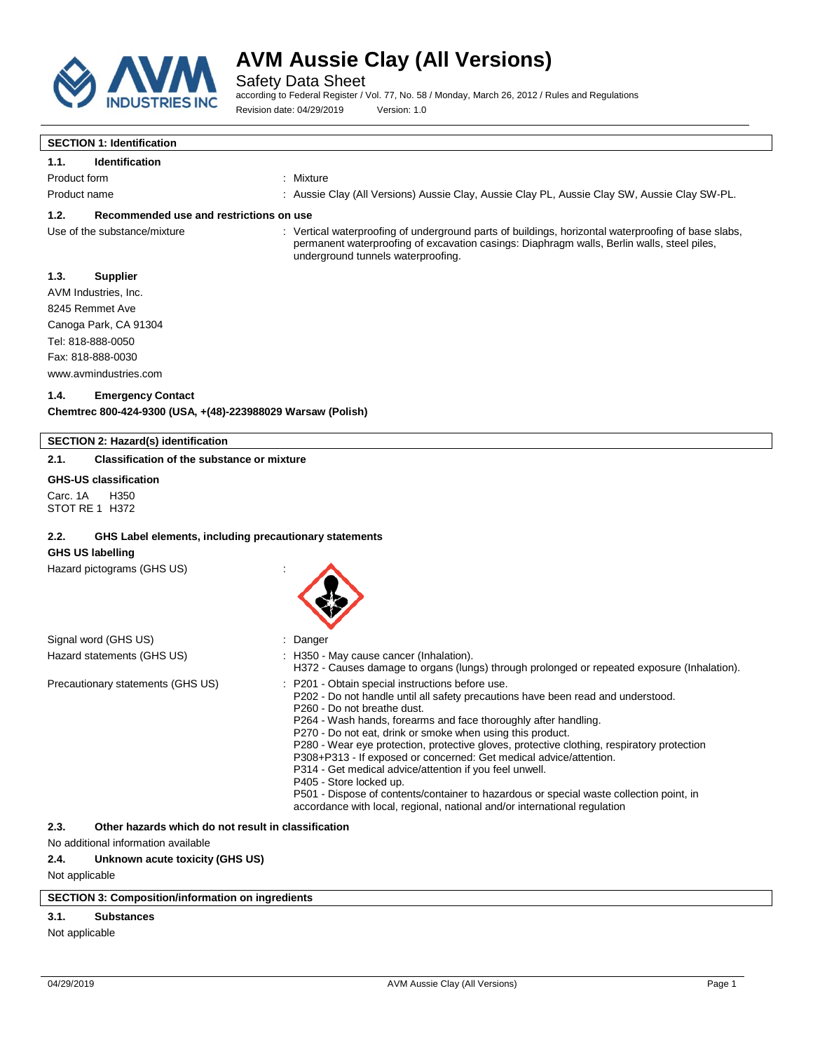# AVM Aussie Clay (All Versions)

Safety Data Sheet

according to Federal Register / Vol. 77, No. 58 / Monday, March 26, 2012 / Rules and Regulations

Revision date: 04/29/2019 Version: 1.0

## SECTION 1: Identification

### 1.1. Identification

Product form : Mixture

Product name : Aussie Clay (All Versions) Aussie Clay, Aussie Clay PL, Aussie Clay SW, Aussie Clay SW-PL.

### 1.2. Recommended use and restrictions on use

Use of the substance/mixture : Vertical waterproofing of underground parts of buildings, horizontal waterproofing of base slabs, permanent waterproofing of excavation casings: Diaphragm walls, Berlin walls, steel piles, underground tunnels waterproofing.

### 1.3. Supplier

AVM Industries, Inc.
8245 Remmet Ave
Canoga Park, CA 91304
Tel: 818-888-0050
Fax: 818-888-0030
www.avmindustries.com

### 1.4. Emergency Contact

**Chemtrec 800-424-9300 (USA, +(48)-223988029 Warsaw (Polish)**

## SECTION 2: Hazard(s) identification

### 2.1. Classification of the substance or mixture

**GHS-US classification**

Carc. 1A H350
STOT RE 1 H372

### 2.2. GHS Label elements, including precautionary statements

**GHS US labelling**

Hazard pictograms (GHS US) :

Signal word (GHS US) : Danger

Hazard statements (GHS US) : H350 - May cause cancer (Inhalation).
H372 - Causes damage to organs (lungs) through prolonged or repeated exposure (Inhalation).

Precautionary statements (GHS US) : P201 - Obtain special instructions before use.
P202 - Do not handle until all safety precautions have been read and understood.
P260 - Do not breathe dust.
P264 - Wash hands, forearms and face thoroughly after handling.
P270 - Do not eat, drink or smoke when using this product.
P280 - Wear eye protection, protective gloves, protective clothing, respiratory protection
P308+P313 - If exposed or concerned: Get medical advice/attention.
P314 - Get medical advice/attention if you feel unwell.
P405 - Store locked up.
P501 - Dispose of contents/container to hazardous or special waste collection point, in accordance with local, regional, national and/or international regulation

### 2.3. Other hazards which do not result in classification

No additional information available

### 2.4. Unknown acute toxicity (GHS US)

Not applicable

## SECTION 3: Composition/information on ingredients

### 3.1. Substances

Not applicable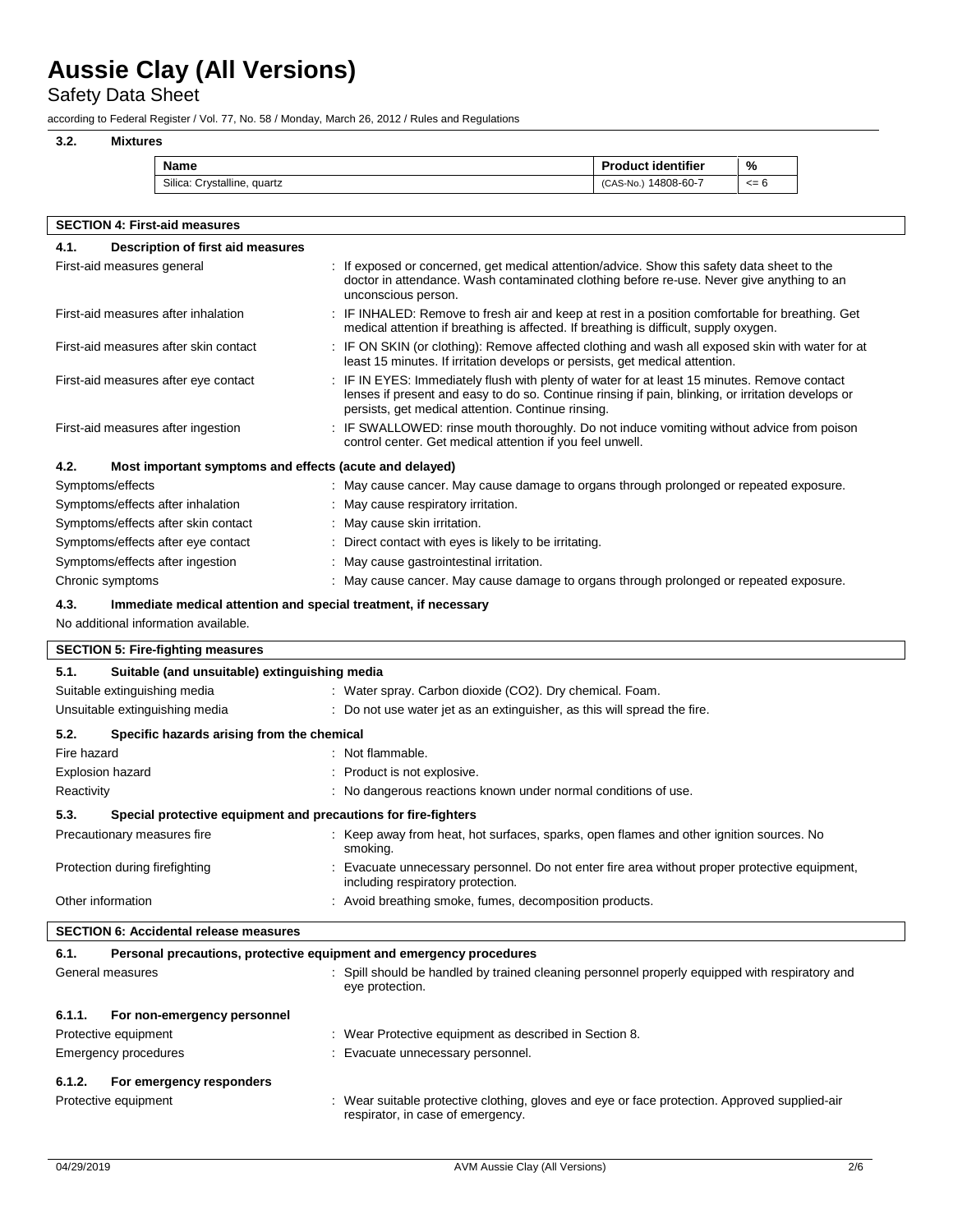### 3.2. Mixtures

| Name | Product identifier | % |
|---|---|---|
| Silica: Crystalline, quartz | (CAS-No.) 14808-60-7 | <= 6 |

## SECTION 4: First-aid measures

### 4.1. Description of first aid measures

First-aid measures general : If exposed or concerned, get medical attention/advice. Show this safety data sheet to the doctor in attendance. Wash contaminated clothing before re-use. Never give anything to an unconscious person.

First-aid measures after inhalation : IF INHALED: Remove to fresh air and keep at rest in a position comfortable for breathing. Get medical attention if breathing is affected. If breathing is difficult, supply oxygen.

First-aid measures after skin contact : IF ON SKIN (or clothing): Remove affected clothing and wash all exposed skin with water for at least 15 minutes. If irritation develops or persists, get medical attention.

First-aid measures after eye contact : IF IN EYES: Immediately flush with plenty of water for at least 15 minutes. Remove contact lenses if present and easy to do so. Continue rinsing if pain, blinking, or irritation develops or persists, get medical attention. Continue rinsing.

First-aid measures after ingestion : IF SWALLOWED: rinse mouth thoroughly. Do not induce vomiting without advice from poison control center. Get medical attention if you feel unwell.

### 4.2. Most important symptoms and effects (acute and delayed)

Symptoms/effects : May cause cancer. May cause damage to organs through prolonged or repeated exposure.

Symptoms/effects after inhalation : May cause respiratory irritation.

Symptoms/effects after skin contact : May cause skin irritation.

Symptoms/effects after eye contact : Direct contact with eyes is likely to be irritating.

Symptoms/effects after ingestion : May cause gastrointestinal irritation.

Chronic symptoms : May cause cancer. May cause damage to organs through prolonged or repeated exposure.

### 4.3. Immediate medical attention and special treatment, if necessary

No additional information available.

## SECTION 5: Fire-fighting measures

### 5.1. Suitable (and unsuitable) extinguishing media

Suitable extinguishing media : Water spray. Carbon dioxide ($CO_2$). Dry chemical. Foam.

Unsuitable extinguishing media : Do not use water jet as an extinguisher, as this will spread the fire.

### 5.2. Specific hazards arising from the chemical

Fire hazard : Not flammable.

Explosion hazard : Product is not explosive.

Reactivity : No dangerous reactions known under normal conditions of use.

### 5.3. Special protective equipment and precautions for fire-fighters

Precautionary measures fire : Keep away from heat, hot surfaces, sparks, open flames and other ignition sources. No smoking.

Protection during firefighting : Evacuate unnecessary personnel. Do not enter fire area without proper protective equipment, including respiratory protection.

Other information : Avoid breathing smoke, fumes, decomposition products.

## SECTION 6: Accidental release measures

### 6.1. Personal precautions, protective equipment and emergency procedures

General measures : Spill should be handled by trained cleaning personnel properly equipped with respiratory and eye protection.

#### 6.1.1. For non-emergency personnel

Protective equipment : Wear Protective equipment as described in Section 8.

Emergency procedures : Evacuate unnecessary personnel.

#### 6.1.2. For emergency responders

Protective equipment : Wear suitable protective clothing, gloves and eye or face protection. Approved supplied-air respirator, in case of emergency.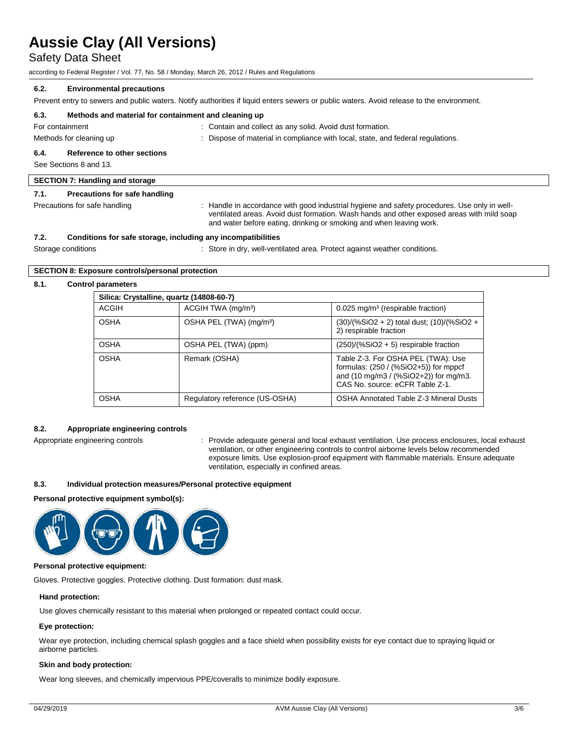#### 6.2. Environmental precautions

Prevent entry to sewers and public waters. Notify authorities if liquid enters sewers or public waters. Avoid release to the environment.

#### 6.3. Methods and material for containment and cleaning up

For containment : Contain and collect as any solid. Avoid dust formation.

Methods for cleaning up : Dispose of material in compliance with local, state, and federal regulations.

#### 6.4. Reference to other sections

See Sections 8 and 13.

## SECTION 7: Handling and storage

#### 7.1. Precautions for safe handling

Precautions for safe handling : Handle in accordance with good industrial hygiene and safety procedures. Use only in well-ventilated areas. Avoid dust formation. Wash hands and other exposed areas with mild soap and water before eating, drinking or smoking and when leaving work.

#### 7.2. Conditions for safe storage, including any incompatibilities

Storage conditions : Store in dry, well-ventilated area. Protect against weather conditions.

## SECTION 8: Exposure controls/personal protection

#### 8.1. Control parameters

| Silica: Crystalline, quartz (14808-60-7) | | |
|---|---|---|
| ACGIH | ACGIH TWA (mg/m³) | 0.025 mg/m³ (respirable fraction) |
| OSHA | OSHA PEL (TWA) (mg/m³) | (30)/(%SiO2 + 2) total dust; (10)/(%SiO2 + 2) respirable fraction |
| OSHA | OSHA PEL (TWA) (ppm) | (250)/(%SiO2 + 5) respirable fraction |
| OSHA | Remark (OSHA) | Table Z-3. For OSHA PEL (TWA): Use formulas: (250 / (%SiO2+5)) for mppcf and (10 mg/m3 / (%SiO2+2)) for mg/m3. CAS No. source: eCFR Table Z-1. |
| OSHA | Regulatory reference (US-OSHA) | OSHA Annotated Table Z-3 Mineral Dusts |

#### 8.2. Appropriate engineering controls

Appropriate engineering controls : Provide adequate general and local exhaust ventilation. Use process enclosures, local exhaust ventilation, or other engineering controls to control airborne levels below recommended exposure limits. Use explosion-proof equipment with flammable materials. Ensure adequate ventilation, especially in confined areas.

#### 8.3. Individual protection measures/Personal protective equipment

**Personal protective equipment symbol(s):**

**Personal protective equipment:**

Gloves. Protective goggles. Protective clothing. Dust formation: dust mask.

**Hand protection:**

Use gloves chemically resistant to this material when prolonged or repeated contact could occur.

**Eye protection:**

Wear eye protection, including chemical splash goggles and a face shield when possibility exists for eye contact due to spraying liquid or airborne particles.

**Skin and body protection:**

Wear long sleeves, and chemically impervious PPE/coveralls to minimize bodily exposure.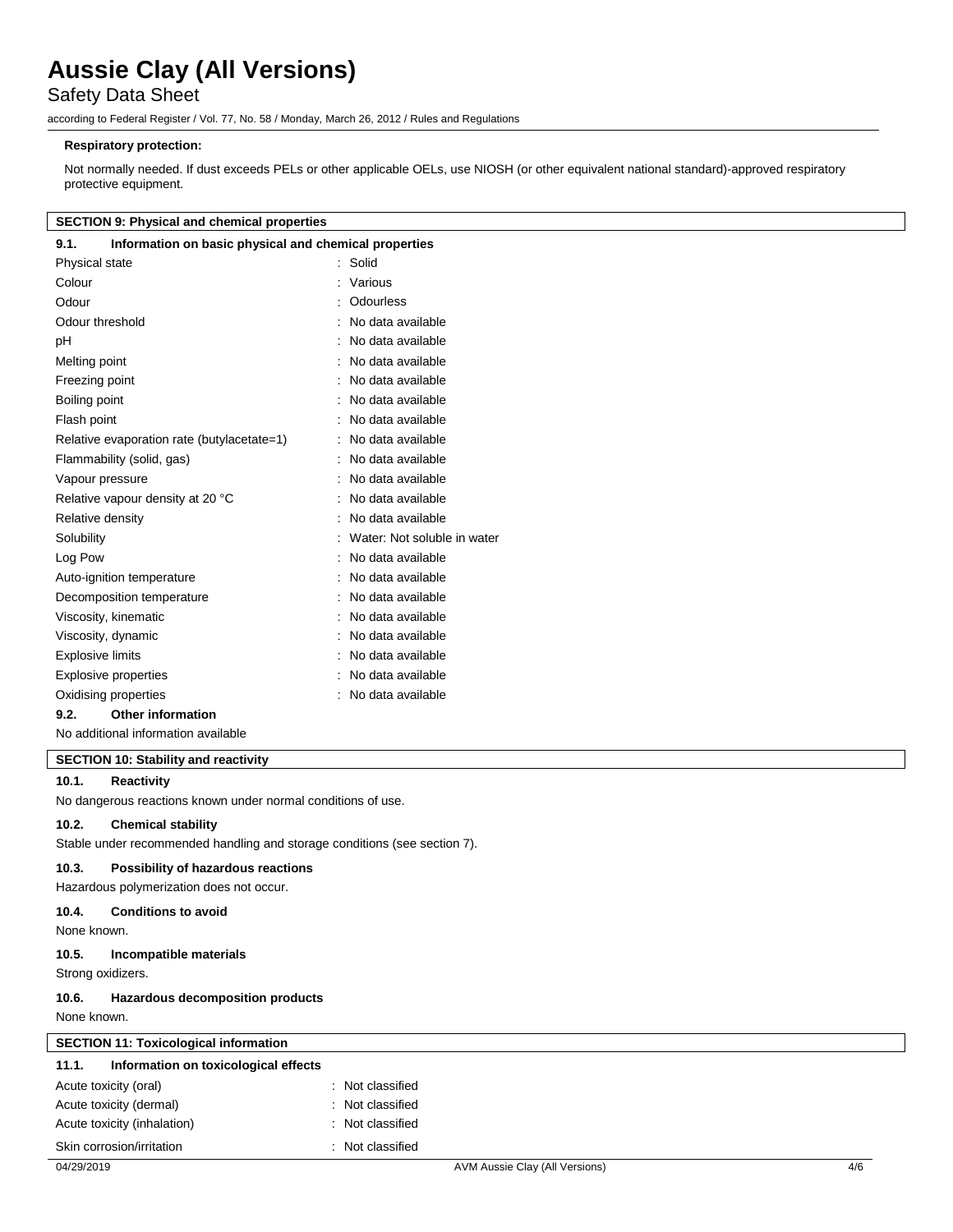**Respiratory protection:**

Not normally needed. If dust exceeds PELs or other applicable OELs, use NIOSH (or other equivalent national standard)-approved respiratory protective equipment.

## SECTION 9: Physical and chemical properties

### 9.1. Information on basic physical and chemical properties

| | |
|---|---|
| Physical state | : Solid |
| Colour | : Various |
| Odour | : Odourless |
| Odour threshold | : No data available |
| pH | : No data available |
| Melting point | : No data available |
| Freezing point | : No data available |
| Boiling point | : No data available |
| Flash point | : No data available |
| Relative evaporation rate (butylacetate=1) | : No data available |
| Flammability (solid, gas) | : No data available |
| Vapour pressure | : No data available |
| Relative vapour density at 20 °C | : No data available |
| Relative density | : No data available |
| Solubility | : Water: Not soluble in water |
| Log Pow | : No data available |
| Auto-ignition temperature | : No data available |
| Decomposition temperature | : No data available |
| Viscosity, kinematic | : No data available |
| Viscosity, dynamic | : No data available |
| Explosive limits | : No data available |
| Explosive properties | : No data available |
| Oxidising properties | : No data available |

### 9.2. Other information

No additional information available

## SECTION 10: Stability and reactivity

### 10.1. Reactivity

No dangerous reactions known under normal conditions of use.

### 10.2. Chemical stability

Stable under recommended handling and storage conditions (see section 7).

### 10.3. Possibility of hazardous reactions

Hazardous polymerization does not occur.

### 10.4. Conditions to avoid

None known.

### 10.5. Incompatible materials

Strong oxidizers.

### 10.6. Hazardous decomposition products

None known.

## SECTION 11: Toxicological information

### 11.1. Information on toxicological effects

| | |
|---|---|
| Acute toxicity (oral) | : Not classified |
| Acute toxicity (dermal) | : Not classified |
| Acute toxicity (inhalation) | : Not classified |
| Skin corrosion/irritation | : Not classified |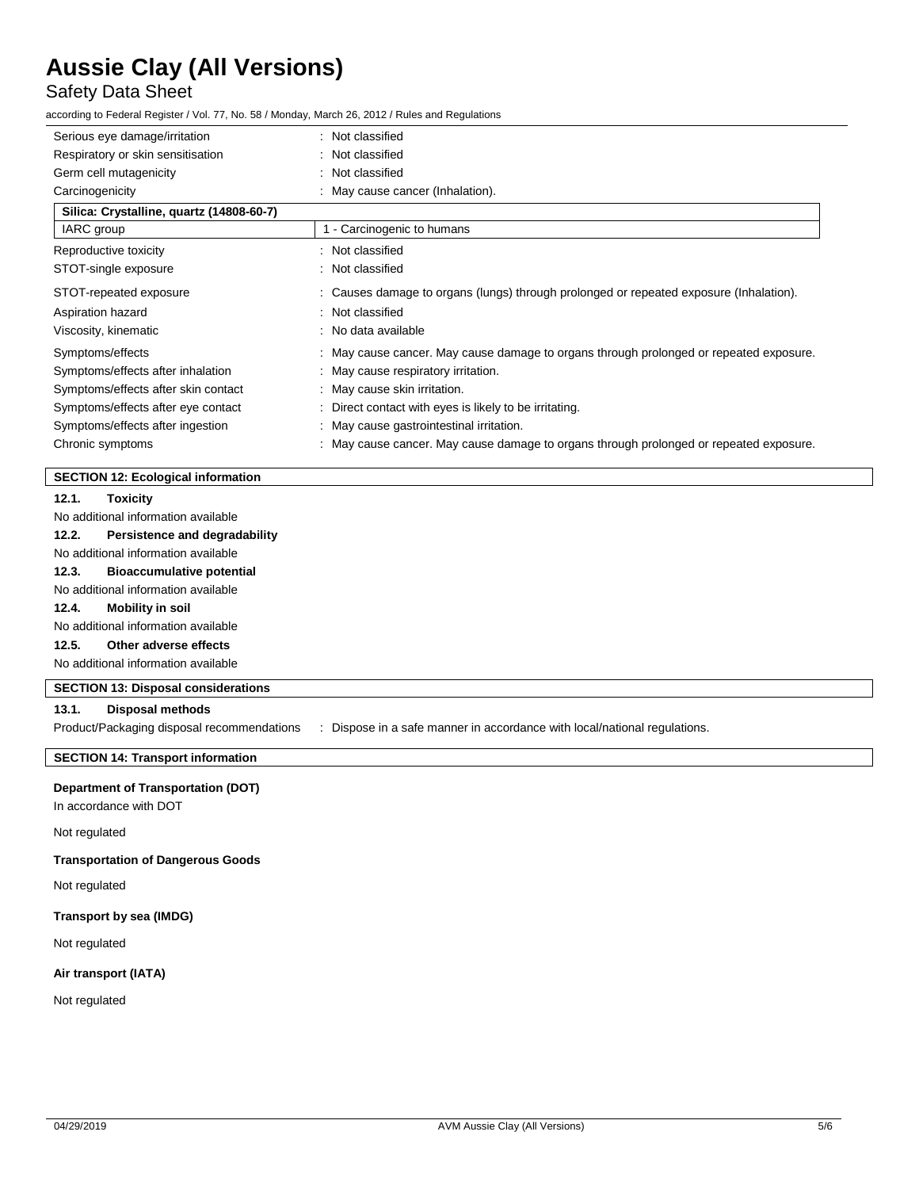| | |
|---|---|
| Serious eye damage/irritation | : Not classified |
| Respiratory or skin sensitisation | : Not classified |
| Germ cell mutagenicity | : Not classified |
| Carcinogenicity | : May cause cancer (Inhalation). |

| Silica: Crystalline, quartz (14808-60-7) | |
|---|---|
| IARC group | 1 - Carcinogenic to humans |

| | |
|---|---|
| Reproductive toxicity | : Not classified |
| STOT-single exposure | : Not classified |
| STOT-repeated exposure | : Causes damage to organs (lungs) through prolonged or repeated exposure (Inhalation). |
| Aspiration hazard | : Not classified |
| Viscosity, kinematic | : No data available |
| Symptoms/effects | : May cause cancer. May cause damage to organs through prolonged or repeated exposure. |
| Symptoms/effects after inhalation | : May cause respiratory irritation. |
| Symptoms/effects after skin contact | : May cause skin irritation. |
| Symptoms/effects after eye contact | : Direct contact with eyes is likely to be irritating. |
| Symptoms/effects after ingestion | : May cause gastrointestinal irritation. |
| Chronic symptoms | : May cause cancer. May cause damage to organs through prolonged or repeated exposure. |

## SECTION 12: Ecological information

### 12.1. Toxicity

No additional information available

### 12.2. Persistence and degradability

No additional information available

### 12.3. Bioaccumulative potential

No additional information available

### 12.4. Mobility in soil

No additional information available

### 12.5. Other adverse effects

No additional information available

## SECTION 13: Disposal considerations

### 13.1. Disposal methods

Product/Packaging disposal recommendations : Dispose in a safe manner in accordance with local/national regulations.

## SECTION 14: Transport information

**Department of Transportation (DOT)**

In accordance with DOT

Not regulated

**Transportation of Dangerous Goods**

Not regulated

**Transport by sea (IMDG)**

Not regulated

**Air transport (IATA)**

Not regulated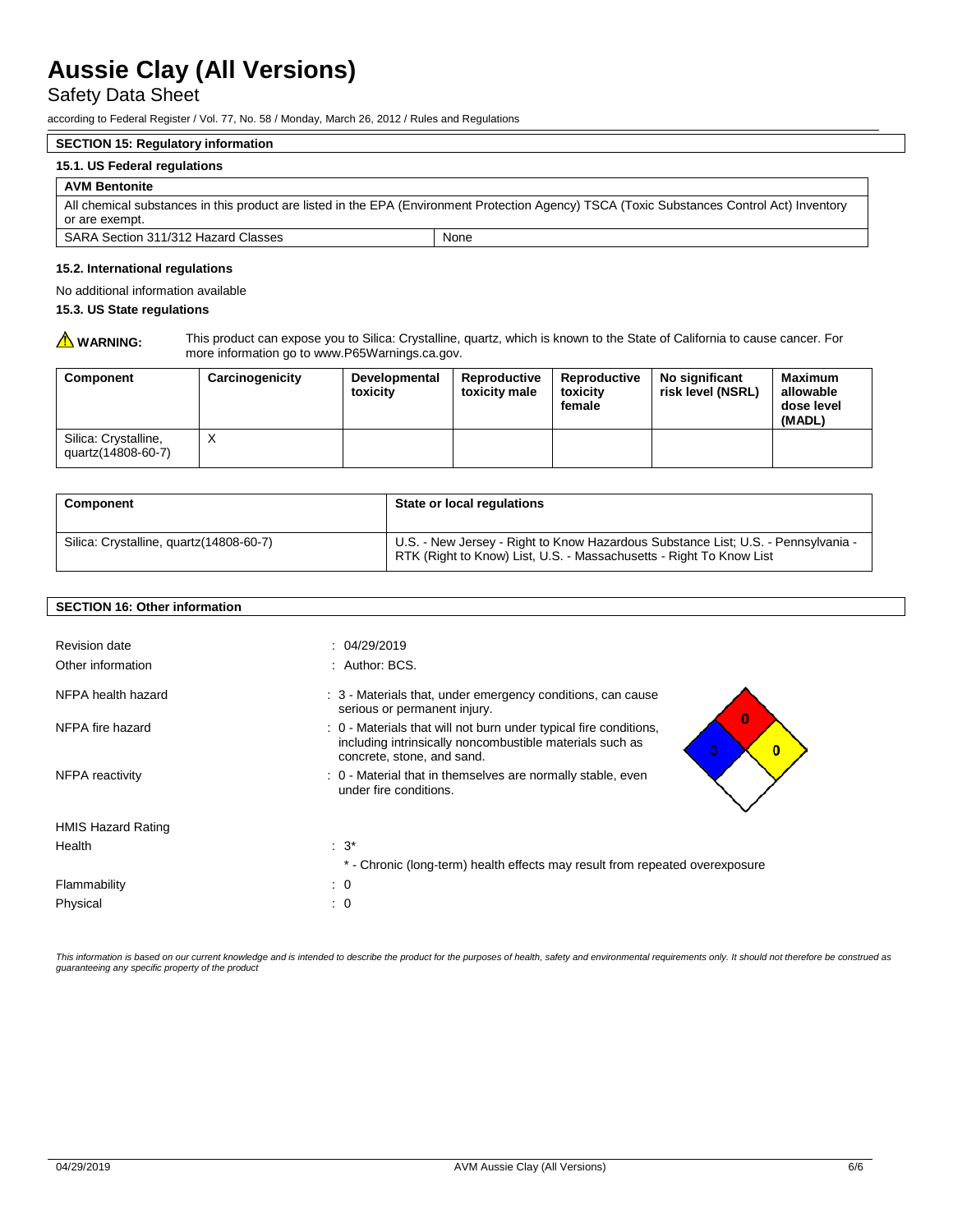# Aussie Clay (All Versions)

Safety Data Sheet

according to Federal Register / Vol. 77, No. 58 / Monday, March 26, 2012 / Rules and Regulations

## SECTION 15: Regulatory information

### 15.1. US Federal regulations

| AVM Bentonite | |
|---|---|
| All chemical substances in this product are listed in the EPA (Environment Protection Agency) TSCA (Toxic Substances Control Act) Inventory or are exempt. | |
| SARA Section 311/312 Hazard Classes | None |

### 15.2. International regulations

No additional information available

### 15.3. US State regulations

**WARNING:** This product can expose you to Silica: Crystalline, quartz, which is known to the State of California to cause cancer. For more information go to www.P65Warnings.ca.gov.

| Component | Carcinogenicity | Developmental toxicity | Reproductive toxicity male | Reproductive toxicity female | No significant risk level (NSRL) | Maximum allowable dose level (MADL) |
|---|---|---|---|---|---|---|
| Silica: Crystalline, quartz(14808-60-7) | X | | | | | |

| Component | State or local regulations |
|---|---|
| Silica: Crystalline, quartz(14808-60-7) | U.S. - New Jersey - Right to Know Hazardous Substance List; U.S. - Pennsylvania - RTK (Right to Know) List, U.S. - Massachusetts - Right To Know List |

## SECTION 16: Other information

Revision date : 04/29/2019

Other information : Author: BCS.

NFPA health hazard : 3 - Materials that, under emergency conditions, can cause serious or permanent injury.

NFPA fire hazard : 0 - Materials that will not burn under typical fire conditions, including intrinsically noncombustible materials such as concrete, stone, and sand.

NFPA reactivity : 0 - Material that in themselves are normally stable, even under fire conditions.

HMIS Hazard Rating

Health : 3*

\* - Chronic (long-term) health effects may result from repeated overexposure

Flammability : 0

Physical : 0

*This information is based on our current knowledge and is intended to describe the product for the purposes of health, safety and environmental requirements only. It should not therefore be construed as guaranteeing any specific property of the product*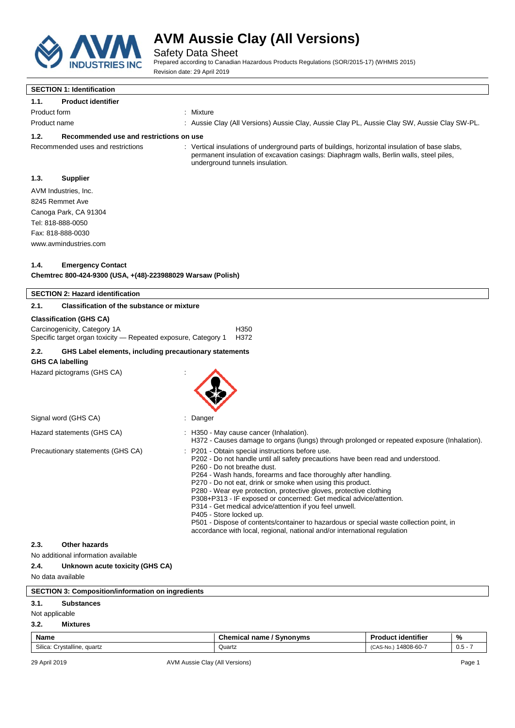# AVM Aussie Clay (All Versions)

Safety Data Sheet

Prepared according to Canadian Hazardous Products Regulations (SOR/2015-17) (WHMIS 2015)

Revision date: 29 April 2019

## SECTION 1: Identification

### 1.1. Product identifier

Product form : Mixture

Product name : Aussie Clay (All Versions) Aussie Clay, Aussie Clay PL, Aussie Clay SW, Aussie Clay SW-PL.

### 1.2. Recommended use and restrictions on use

Recommended uses and restrictions : Vertical insulations of underground parts of buildings, horizontal insulation of base slabs, permanent insulation of excavation casings: Diaphragm walls, Berlin walls, steel piles, underground tunnels insulation.

### 1.3. Supplier

AVM Industries, Inc.
8245 Remmet Ave
Canoga Park, CA 91304
Tel: 818-888-0050
Fax: 818-888-0030
www.avmindustries.com

### 1.4. Emergency Contact

**Chemtrec 800-424-9300 (USA, +(48)-223988029 Warsaw (Polish)**

## SECTION 2: Hazard identification

### 2.1. Classification of the substance or mixture

**Classification (GHS CA)**

Carcinogenicity, Category 1A H350
Specific target organ toxicity — Repeated exposure, Category 1 H372

### 2.2. GHS Label elements, including precautionary statements

**GHS CA labelling**

Hazard pictograms (GHS CA) :

Signal word (GHS CA) : Danger

Hazard statements (GHS CA) : H350 - May cause cancer (Inhalation).
H372 - Causes damage to organs (lungs) through prolonged or repeated exposure (Inhalation).

Precautionary statements (GHS CA) : P201 - Obtain special instructions before use.
P202 - Do not handle until all safety precautions have been read and understood.
P260 - Do not breathe dust.
P264 - Wash hands, forearms and face thoroughly after handling.
P270 - Do not eat, drink or smoke when using this product.
P280 - Wear eye protection, protective gloves, protective clothing
P308+P313 - IF exposed or concerned: Get medical advice/attention.
P314 - Get medical advice/attention if you feel unwell.
P405 - Store locked up.
P501 - Dispose of contents/container to hazardous or special waste collection point, in accordance with local, regional, national and/or international regulation

### 2.3. Other hazards

No additional information available

### 2.4. Unknown acute toxicity (GHS CA)

No data available

## SECTION 3: Composition/information on ingredients

### 3.1. Substances

Not applicable

### 3.2. Mixtures

| Name | Chemical name / Synonyms | Product identifier | % |
|---|---|---|---|
| Silica: Crystalline, quartz | Quartz | (CAS-No.) 14808-60-7 | 0.5 - 7 |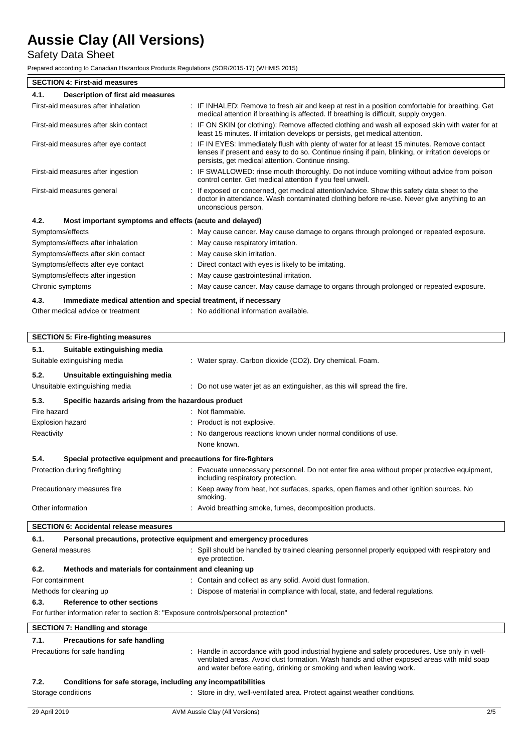# Aussie Clay (All Versions)

Safety Data Sheet

Prepared according to Canadian Hazardous Products Regulations (SOR/2015-17) (WHMIS 2015)

## SECTION 4: First-aid measures

### 4.1. Description of first aid measures

| | |
|---|---|
| First-aid measures after inhalation | : IF INHALED: Remove to fresh air and keep at rest in a position comfortable for breathing. Get medical attention if breathing is affected. If breathing is difficult, supply oxygen. |
| First-aid measures after skin contact | : IF ON SKIN (or clothing): Remove affected clothing and wash all exposed skin with water for at least 15 minutes. If irritation develops or persists, get medical attention. |
| First-aid measures after eye contact | : IF IN EYES: Immediately flush with plenty of water for at least 15 minutes. Remove contact lenses if present and easy to do so. Continue rinsing if pain, blinking, or irritation develops or persists, get medical attention. Continue rinsing. |
| First-aid measures after ingestion | : IF SWALLOWED: rinse mouth thoroughly. Do not induce vomiting without advice from poison control center. Get medical attention if you feel unwell. |
| First-aid measures general | : If exposed or concerned, get medical attention/advice. Show this safety data sheet to the doctor in attendance. Wash contaminated clothing before re-use. Never give anything to an unconscious person. |

### 4.2. Most important symptoms and effects (acute and delayed)

| | |
|---|---|
| Symptoms/effects | : May cause cancer. May cause damage to organs through prolonged or repeated exposure. |
| Symptoms/effects after inhalation | : May cause respiratory irritation. |
| Symptoms/effects after skin contact | : May cause skin irritation. |
| Symptoms/effects after eye contact | : Direct contact with eyes is likely to be irritating. |
| Symptoms/effects after ingestion | : May cause gastrointestinal irritation. |
| Chronic symptoms | : May cause cancer. May cause damage to organs through prolonged or repeated exposure. |

### 4.3. Immediate medical attention and special treatment, if necessary

| | |
|---|---|
| Other medical advice or treatment | : No additional information available. |

## SECTION 5: Fire-fighting measures

### 5.1. Suitable extinguishing media

| | |
|---|---|
| Suitable extinguishing media | : Water spray. Carbon dioxide ($CO_2$). Dry chemical. Foam. |

### 5.2. Unsuitable extinguishing media

| | |
|---|---|
| Unsuitable extinguishing media | : Do not use water jet as an extinguisher, as this will spread the fire. |

### 5.3. Specific hazards arising from the hazardous product

| | |
|---|---|
| Fire hazard | : Not flammable. |
| Explosion hazard | : Product is not explosive. |
| Reactivity | : No dangerous reactions known under normal conditions of use. None known. |

### 5.4. Special protective equipment and precautions for fire-fighters

| | |
|---|---|
| Protection during firefighting | : Evacuate unnecessary personnel. Do not enter fire area without proper protective equipment, including respiratory protection. |
| Precautionary measures fire | : Keep away from heat, hot surfaces, sparks, open flames and other ignition sources. No smoking. |
| Other information | : Avoid breathing smoke, fumes, decomposition products. |

## SECTION 6: Accidental release measures

### 6.1. Personal precautions, protective equipment and emergency procedures

| | |
|---|---|
| General measures | : Spill should be handled by trained cleaning personnel properly equipped with respiratory and eye protection. |

### 6.2. Methods and materials for containment and cleaning up

| | |
|---|---|
| For containment | : Contain and collect as any solid. Avoid dust formation. |
| Methods for cleaning up | : Dispose of material in compliance with local, state, and federal regulations. |

### 6.3. Reference to other sections

For further information refer to section 8: "Exposure controls/personal protection"

## SECTION 7: Handling and storage

### 7.1. Precautions for safe handling

| | |
|---|---|
| Precautions for safe handling | : Handle in accordance with good industrial hygiene and safety procedures. Use only in well-ventilated areas. Avoid dust formation. Wash hands and other exposed areas with mild soap and water before eating, drinking or smoking and when leaving work. |

### 7.2. Conditions for safe storage, including any incompatibilities

| | |
|---|---|
| Storage conditions | : Store in dry, well-ventilated area. Protect against weather conditions. |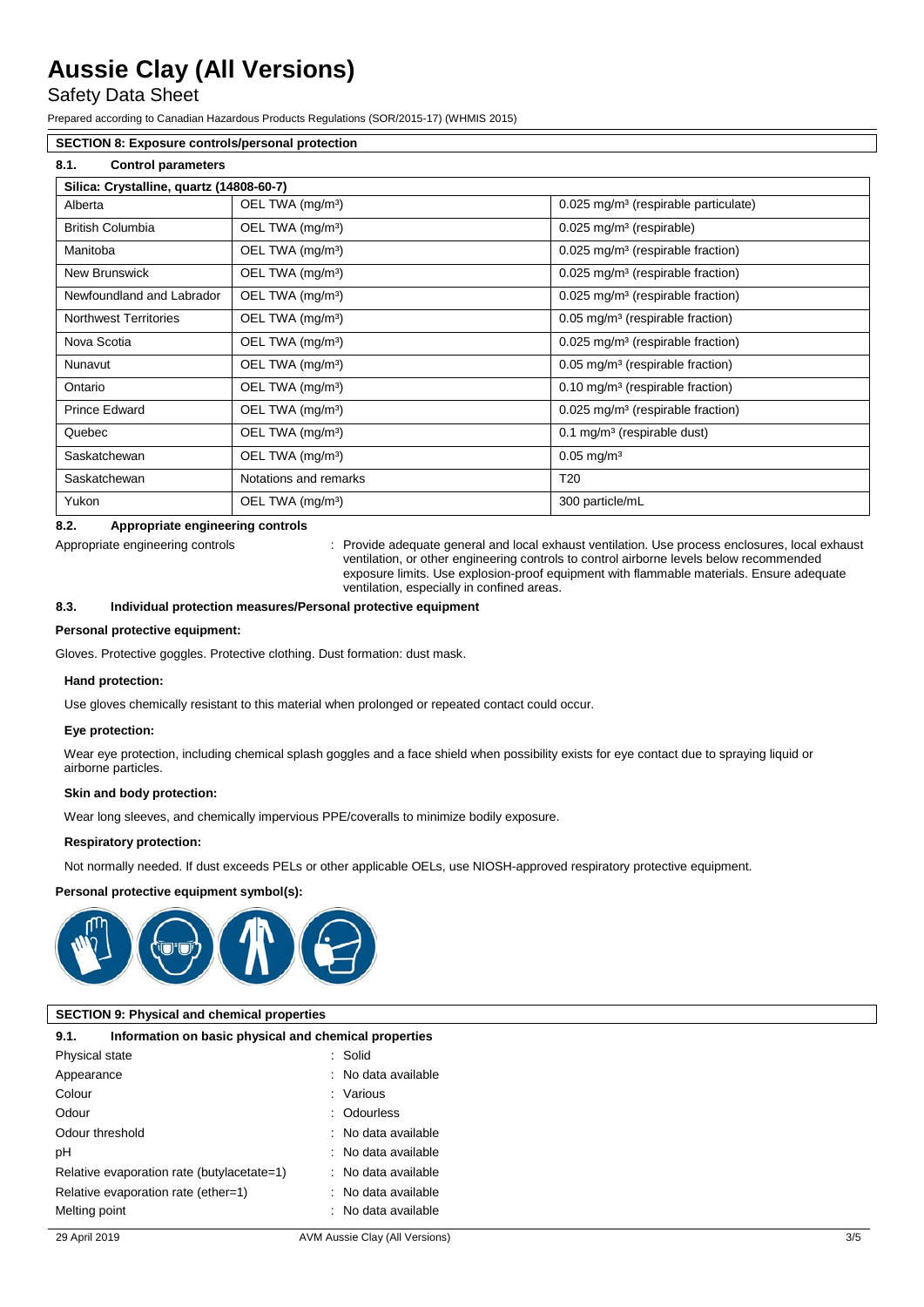# Aussie Clay (All Versions)

Safety Data Sheet

Prepared according to Canadian Hazardous Products Regulations (SOR/2015-17) (WHMIS 2015)

## SECTION 8: Exposure controls/personal protection

### 8.1. Control parameters

| Silica: Crystalline, quartz (14808-60-7) | | |
|---|---|---|
| Alberta | OEL TWA (mg/m³) | 0.025 mg/m³ (respirable particulate) |
| British Columbia | OEL TWA (mg/m³) | 0.025 mg/m³ (respirable) |
| Manitoba | OEL TWA (mg/m³) | 0.025 mg/m³ (respirable fraction) |
| New Brunswick | OEL TWA (mg/m³) | 0.025 mg/m³ (respirable fraction) |
| Newfoundland and Labrador | OEL TWA (mg/m³) | 0.025 mg/m³ (respirable fraction) |
| Northwest Territories | OEL TWA (mg/m³) | 0.05 mg/m³ (respirable fraction) |
| Nova Scotia | OEL TWA (mg/m³) | 0.025 mg/m³ (respirable fraction) |
| Nunavut | OEL TWA (mg/m³) | 0.05 mg/m³ (respirable fraction) |
| Ontario | OEL TWA (mg/m³) | 0.10 mg/m³ (respirable fraction) |
| Prince Edward | OEL TWA (mg/m³) | 0.025 mg/m³ (respirable fraction) |
| Quebec | OEL TWA (mg/m³) | 0.1 mg/m³ (respirable dust) |
| Saskatchewan | OEL TWA (mg/m³) | 0.05 mg/m³ |
| Saskatchewan | Notations and remarks | T20 |
| Yukon | OEL TWA (mg/m³) | 300 particle/mL |

### 8.2. Appropriate engineering controls

Appropriate engineering controls : Provide adequate general and local exhaust ventilation. Use process enclosures, local exhaust ventilation, or other engineering controls to control airborne levels below recommended exposure limits. Use explosion-proof equipment with flammable materials. Ensure adequate ventilation, especially in confined areas.

### 8.3. Individual protection measures/Personal protective equipment

**Personal protective equipment:**

Gloves. Protective goggles. Protective clothing. Dust formation: dust mask.

**Hand protection:**

Use gloves chemically resistant to this material when prolonged or repeated contact could occur.

**Eye protection:**

Wear eye protection, including chemical splash goggles and a face shield when possibility exists for eye contact due to spraying liquid or airborne particles.

**Skin and body protection:**

Wear long sleeves, and chemically impervious PPE/coveralls to minimize bodily exposure.

**Respiratory protection:**

Not normally needed. If dust exceeds PELs or other applicable OELs, use NIOSH-approved respiratory protective equipment.

**Personal protective equipment symbol(s):**

## SECTION 9: Physical and chemical properties

### 9.1. Information on basic physical and chemical properties

| | |
|---|---|
| Physical state | : Solid |
| Appearance | : No data available |
| Colour | : Various |
| Odour | : Odourless |
| Odour threshold | : No data available |
| pH | : No data available |
| Relative evaporation rate (butylacetate=1) | : No data available |
| Relative evaporation rate (ether=1) | : No data available |
| Melting point | : No data available |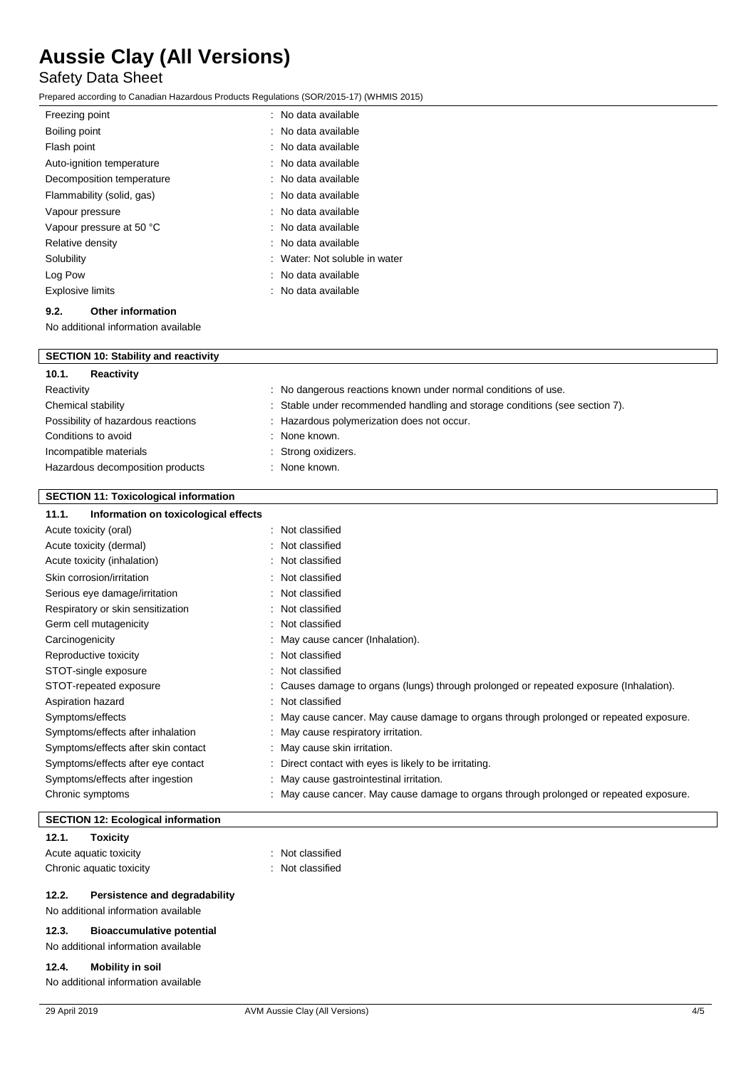| | |
|---|---|
| Freezing point | : No data available |
| Boiling point | : No data available |
| Flash point | : No data available |
| Auto-ignition temperature | : No data available |
| Decomposition temperature | : No data available |
| Flammability (solid, gas) | : No data available |
| Vapour pressure | : No data available |
| Vapour pressure at 50 °C | : No data available |
| Relative density | : No data available |
| Solubility | : Water: Not soluble in water |
| Log Pow | : No data available |
| Explosive limits | : No data available |

### 9.2. Other information

No additional information available

## SECTION 10: Stability and reactivity

### 10.1. Reactivity

| | |
|---|---|
| Reactivity | : No dangerous reactions known under normal conditions of use. |
| Chemical stability | : Stable under recommended handling and storage conditions (see section 7). |
| Possibility of hazardous reactions | : Hazardous polymerization does not occur. |
| Conditions to avoid | : None known. |
| Incompatible materials | : Strong oxidizers. |
| Hazardous decomposition products | : None known. |

## SECTION 11: Toxicological information

### 11.1. Information on toxicological effects

| | |
|---|---|
| Acute toxicity (oral) | : Not classified |
| Acute toxicity (dermal) | : Not classified |
| Acute toxicity (inhalation) | : Not classified |
| Skin corrosion/irritation | : Not classified |
| Serious eye damage/irritation | : Not classified |
| Respiratory or skin sensitization | : Not classified |
| Germ cell mutagenicity | : Not classified |
| Carcinogenicity | : May cause cancer (Inhalation). |
| Reproductive toxicity | : Not classified |
| STOT-single exposure | : Not classified |
| STOT-repeated exposure | : Causes damage to organs (lungs) through prolonged or repeated exposure (Inhalation). |
| Aspiration hazard | : Not classified |
| Symptoms/effects | : May cause cancer. May cause damage to organs through prolonged or repeated exposure. |
| Symptoms/effects after inhalation | : May cause respiratory irritation. |
| Symptoms/effects after skin contact | : May cause skin irritation. |
| Symptoms/effects after eye contact | : Direct contact with eyes is likely to be irritating. |
| Symptoms/effects after ingestion | : May cause gastrointestinal irritation. |
| Chronic symptoms | : May cause cancer. May cause damage to organs through prolonged or repeated exposure. |

## SECTION 12: Ecological information

### 12.1. Toxicity

| | |
|---|---|
| Acute aquatic toxicity | : Not classified |
| Chronic aquatic toxicity | : Not classified |

### 12.2. Persistence and degradability

No additional information available

### 12.3. Bioaccumulative potential

No additional information available

### 12.4. Mobility in soil

No additional information available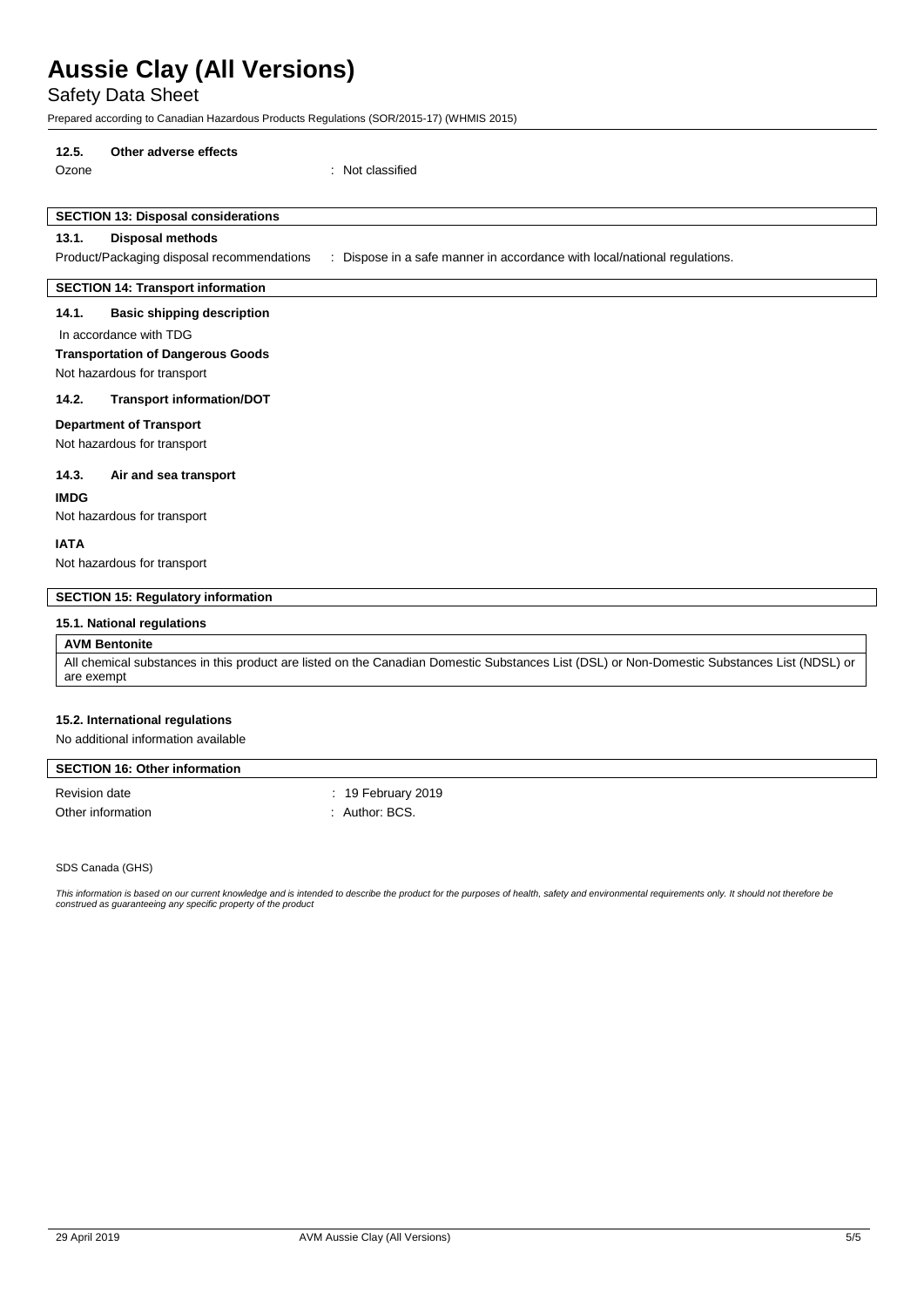#### 12.5. Other adverse effects

Ozone : Not classified

## SECTION 13: Disposal considerations

### 13.1. Disposal methods

Product/Packaging disposal recommendations : Dispose in a safe manner in accordance with local/national regulations.

## SECTION 14: Transport information

### 14.1. Basic shipping description

In accordance with TDG

**Transportation of Dangerous Goods**

Not hazardous for transport

### 14.2. Transport information/DOT

**Department of Transport**

Not hazardous for transport

### 14.3. Air and sea transport

**IMDG**

Not hazardous for transport

**IATA**

Not hazardous for transport

## SECTION 15: Regulatory information

### 15.1. National regulations

**AVM Bentonite**

All chemical substances in this product are listed on the Canadian Domestic Substances List (DSL) or Non-Domestic Substances List (NDSL) or are exempt

### 15.2. International regulations

No additional information available

## SECTION 16: Other information

Revision date : 19 February 2019

Other information : Author: BCS.

SDS Canada (GHS)

*This information is based on our current knowledge and is intended to describe the product for the purposes of health, safety and environmental requirements only. It should not therefore be construed as guaranteeing any specific property of the product*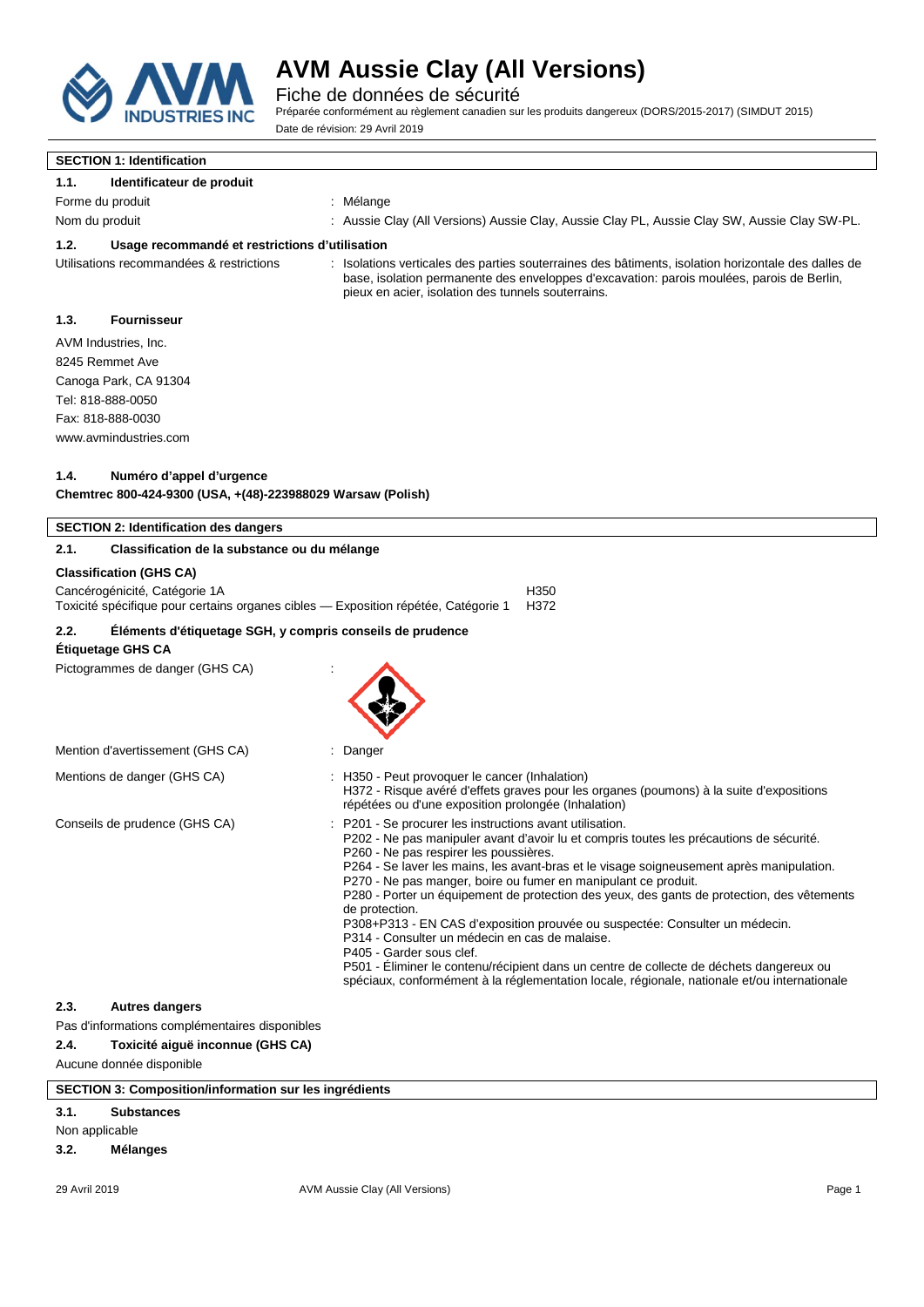# AVM Aussie Clay (All Versions)

Fiche de données de sécurité

Préparée conformément au règlement canadien sur les produits dangereux (DORS/2015-2017) (SIMDUT 2015)

Date de révision: 29 Avril 2019

## SECTION 1: Identification

### 1.1. Identificateur de produit

Forme du produit : Mélange

Nom du produit : Aussie Clay (All Versions) Aussie Clay, Aussie Clay PL, Aussie Clay SW, Aussie Clay SW-PL.

### 1.2. Usage recommandé et restrictions d'utilisation

Utilisations recommandées & restrictions : Isolations verticales des parties souterraines des bâtiments, isolation horizontale des dalles de base, isolation permanente des enveloppes d'excavation: parois moulées, parois de Berlin, pieux en acier, isolation des tunnels souterrains.

### 1.3. Fournisseur

AVM Industries, Inc.
8245 Remmet Ave
Canoga Park, CA 91304
Tel: 818-888-0050
Fax: 818-888-0030
www.avmindustries.com

### 1.4. Numéro d'appel d'urgence

**Chemtrec 800-424-9300 (USA, +(48)-223988029 Warsaw (Polish)**

## SECTION 2: Identification des dangers

### 2.1. Classification de la substance ou du mélange

**Classification (GHS CA)**

| | |
|---|---|
| Cancérogénicité, Catégorie 1A | H350 |
| Toxicité spécifique pour certains organes cibles — Exposition répétée, Catégorie 1 | H372 |

### 2.2. Éléments d'étiquetage SGH, y compris conseils de prudence

**Étiquetage GHS CA**

Pictogrammes de danger (GHS CA) :

Mention d'avertissement (GHS CA) : Danger

Mentions de danger (GHS CA) : H350 - Peut provoquer le cancer (Inhalation)
H372 - Risque avéré d'effets graves pour les organes (poumons) à la suite d'expositions répétées ou d'une exposition prolongée (Inhalation)

Conseils de prudence (GHS CA) : P201 - Se procurer les instructions avant utilisation.
P202 - Ne pas manipuler avant d'avoir lu et compris toutes les précautions de sécurité.
P260 - Ne pas respirer les poussières.
P264 - Se laver les mains, les avant-bras et le visage soigneusement après manipulation.
P270 - Ne pas manger, boire ou fumer en manipulant ce produit.
P280 - Porter un équipement de protection des yeux, des gants de protection, des vêtements de protection.
P308+P313 - EN CAS d'exposition prouvée ou suspectée: Consulter un médecin.
P314 - Consulter un médecin en cas de malaise.
P405 - Garder sous clef.
P501 - Éliminer le contenu/récipient dans un centre de collecte de déchets dangereux ou spéciaux, conformément à la réglementation locale, régionale, nationale et/ou internationale

### 2.3. Autres dangers

Pas d'informations complémentaires disponibles

### 2.4. Toxicité aiguë inconnue (GHS CA)

Aucune donnée disponible

## SECTION 3: Composition/information sur les ingrédients

### 3.1. Substances

Non applicable

### 3.2. Mélanges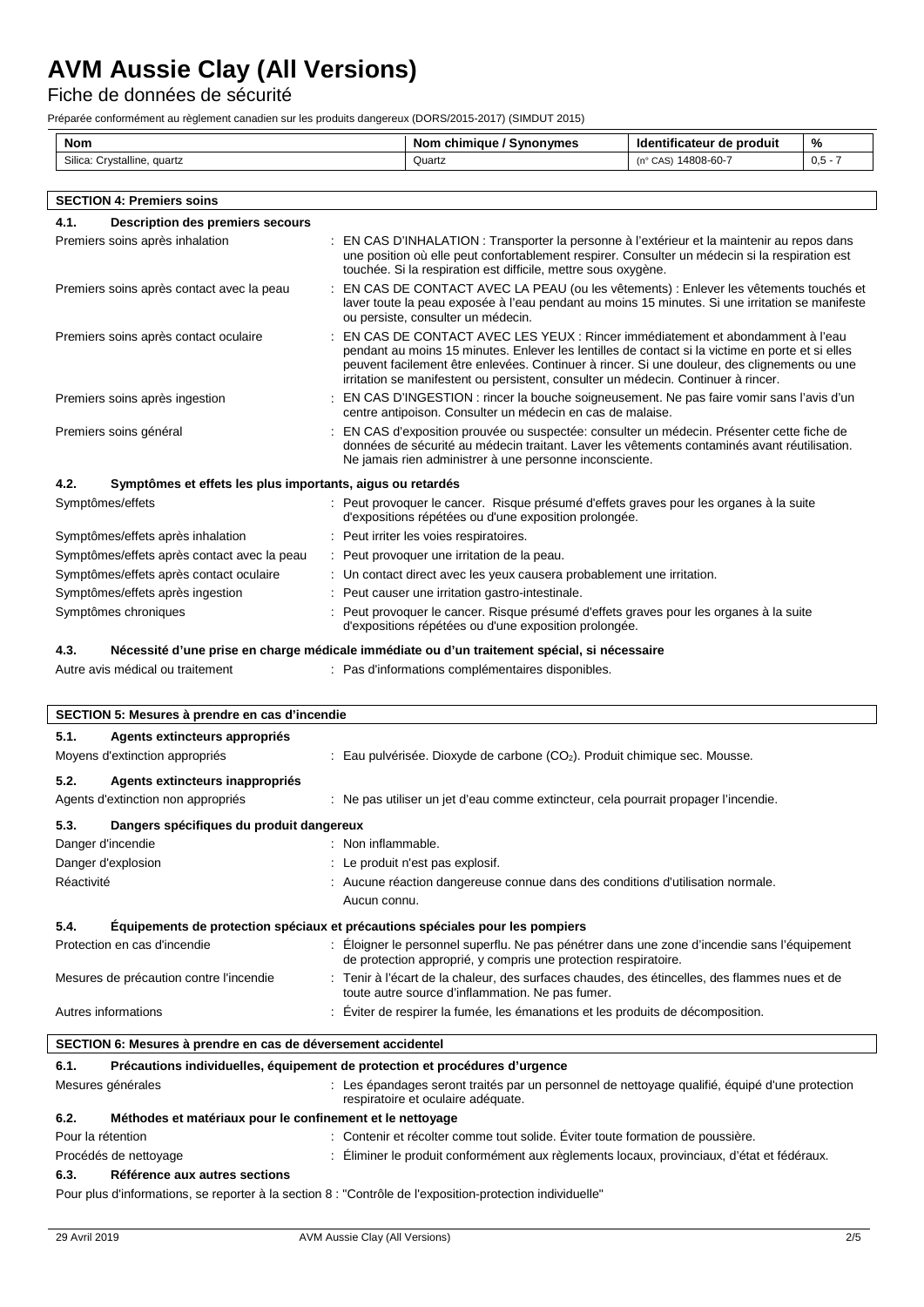# AVM Aussie Clay (All Versions)

Fiche de données de sécurité

Préparée conformément au règlement canadien sur les produits dangereux (DORS/2015-2017) (SIMDUT 2015)

| Nom | Nom chimique / Synonymes | Identificateur de produit | % |
|---|---|---|---|
| Silica: Crystalline, quartz | Quartz | (n° CAS) 14808-60-7 | 0,5 - 7 |

## SECTION 4: Premiers soins

### 4.1. Description des premiers secours

Premiers soins après inhalation : EN CAS D'INHALATION : Transporter la personne à l'extérieur et la maintenir au repos dans une position où elle peut confortablement respirer. Consulter un médecin si la respiration est touchée. Si la respiration est difficile, mettre sous oxygène.

Premiers soins après contact avec la peau : EN CAS DE CONTACT AVEC LA PEAU (ou les vêtements) : Enlever les vêtements touchés et laver toute la peau exposée à l'eau pendant au moins 15 minutes. Si une irritation se manifeste ou persiste, consulter un médecin.

Premiers soins après contact oculaire : EN CAS DE CONTACT AVEC LES YEUX : Rincer immédiatement et abondamment à l'eau pendant au moins 15 minutes. Enlever les lentilles de contact si la victime en porte et si elles peuvent facilement être enlevées. Continuer à rincer. Si une douleur, des clignements ou une irritation se manifestent ou persistent, consulter un médecin. Continuer à rincer.

Premiers soins après ingestion : EN CAS D'INGESTION : rincer la bouche soigneusement. Ne pas faire vomir sans l'avis d'un centre antipoison. Consulter un médecin en cas de malaise.

Premiers soins général : EN CAS d'exposition prouvée ou suspectée: consulter un médecin. Présenter cette fiche de données de sécurité au médecin traitant. Laver les vêtements contaminés avant réutilisation. Ne jamais rien administrer à une personne inconsciente.

### 4.2. Symptômes et effets les plus importants, aigus ou retardés

Symptômes/effets : Peut provoquer le cancer. Risque présumé d'effets graves pour les organes à la suite d'expositions répétées ou d'une exposition prolongée.

Symptômes/effets après inhalation : Peut irriter les voies respiratoires.

Symptômes/effets après contact avec la peau : Peut provoquer une irritation de la peau.

Symptômes/effets après contact oculaire : Un contact direct avec les yeux causera probablement une irritation.

Symptômes/effets après ingestion : Peut causer une irritation gastro-intestinale.

Symptômes chroniques : Peut provoquer le cancer. Risque présumé d'effets graves pour les organes à la suite d'expositions répétées ou d'une exposition prolongée.

### 4.3. Nécessité d'une prise en charge médicale immédiate ou d'un traitement spécial, si nécessaire

Autre avis médical ou traitement : Pas d'informations complémentaires disponibles.

## SECTION 5: Mesures à prendre en cas d'incendie

### 5.1. Agents extincteurs appropriés

Moyens d'extinction appropriés : Eau pulvérisée. Dioxyde de carbone ($CO_2$). Produit chimique sec. Mousse.

### 5.2. Agents extincteurs inappropriés

Agents d'extinction non appropriés : Ne pas utiliser un jet d'eau comme extincteur, cela pourrait propager l'incendie.

### 5.3. Dangers spécifiques du produit dangereux

Danger d'incendie : Non inflammable.

Danger d'explosion : Le produit n'est pas explosif.

Réactivité : Aucune réaction dangereuse connue dans des conditions d'utilisation normale. Aucun connu.

### 5.4. Équipements de protection spéciaux et précautions spéciales pour les pompiers

Protection en cas d'incendie : Éloigner le personnel superflu. Ne pas pénétrer dans une zone d'incendie sans l'équipement de protection approprié, y compris une protection respiratoire.

Mesures de précaution contre l'incendie : Tenir à l'écart de la chaleur, des surfaces chaudes, des étincelles, des flammes nues et de toute autre source d'inflammation. Ne pas fumer.

Autres informations : Éviter de respirer la fumée, les émanations et les produits de décomposition.

## SECTION 6: Mesures à prendre en cas de déversement accidentel

### 6.1. Précautions individuelles, équipement de protection et procédures d'urgence

Mesures générales : Les épandages seront traités par un personnel de nettoyage qualifié, équipé d'une protection respiratoire et oculaire adéquate.

### 6.2. Méthodes et matériaux pour le confinement et le nettoyage

Pour la rétention : Contenir et récolter comme tout solide. Éviter toute formation de poussière.

Procédés de nettoyage : Éliminer le produit conformément aux règlements locaux, provinciaux, d'état et fédéraux.

### 6.3. Référence aux autres sections

Pour plus d'informations, se reporter à la section 8 : "Contrôle de l'exposition-protection individuelle"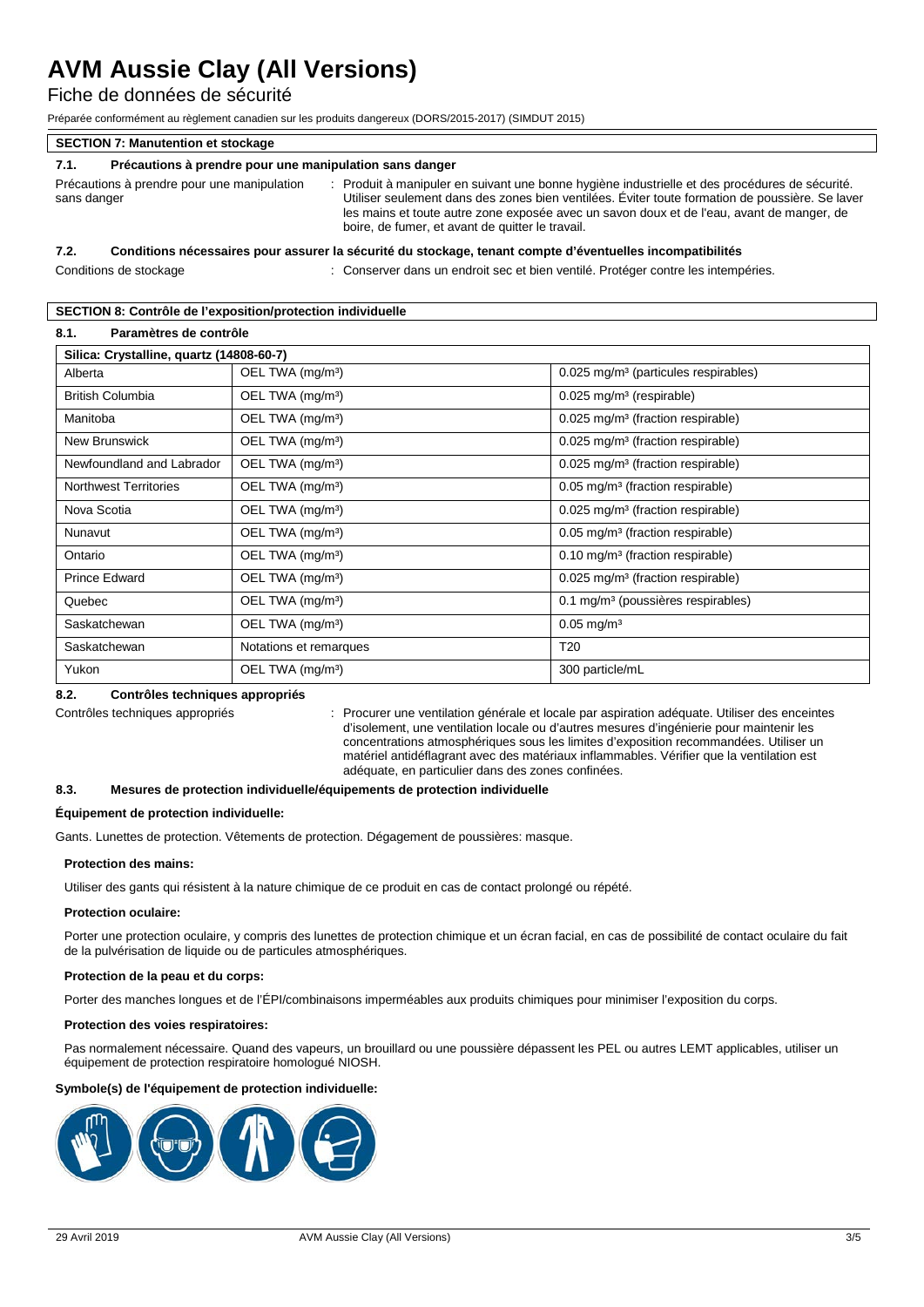## SECTION 7: Manutention et stockage

### 7.1. Précautions à prendre pour une manipulation sans danger

Précautions à prendre pour une manipulation sans danger : Produit à manipuler en suivant une bonne hygiène industrielle et des procédures de sécurité. Utiliser seulement dans des zones bien ventilées. Éviter toute formation de poussière. Se laver les mains et toute autre zone exposée avec un savon doux et de l'eau, avant de manger, de boire, de fumer, et avant de quitter le travail.

### 7.2. Conditions nécessaires pour assurer la sécurité du stockage, tenant compte d'éventuelles incompatibilités

Conditions de stockage : Conserver dans un endroit sec et bien ventilé. Protéger contre les intempéries.

## SECTION 8: Contrôle de l'exposition/protection individuelle

### 8.1. Paramètres de contrôle

| Silica: Crystalline, quartz (14808-60-7) | | |
|---|---|---|
| Alberta | OEL TWA (mg/m³) | 0.025 mg/m³ (particules respirables) |
| British Columbia | OEL TWA (mg/m³) | 0.025 mg/m³ (respirable) |
| Manitoba | OEL TWA (mg/m³) | 0.025 mg/m³ (fraction respirable) |
| New Brunswick | OEL TWA (mg/m³) | 0.025 mg/m³ (fraction respirable) |
| Newfoundland and Labrador | OEL TWA (mg/m³) | 0.025 mg/m³ (fraction respirable) |
| Northwest Territories | OEL TWA (mg/m³) | 0.05 mg/m³ (fraction respirable) |
| Nova Scotia | OEL TWA (mg/m³) | 0.025 mg/m³ (fraction respirable) |
| Nunavut | OEL TWA (mg/m³) | 0.05 mg/m³ (fraction respirable) |
| Ontario | OEL TWA (mg/m³) | 0.10 mg/m³ (fraction respirable) |
| Prince Edward | OEL TWA (mg/m³) | 0.025 mg/m³ (fraction respirable) |
| Quebec | OEL TWA (mg/m³) | 0.1 mg/m³ (poussières respirables) |
| Saskatchewan | OEL TWA (mg/m³) | 0.05 mg/m³ |
| Saskatchewan | Notations et remarques | T20 |
| Yukon | OEL TWA (mg/m³) | 300 particle/mL |

### 8.2. Contrôles techniques appropriés

Contrôles techniques appropriés : Procurer une ventilation générale et locale par aspiration adéquate. Utiliser des enceintes d'isolement, une ventilation locale ou d'autres mesures d'ingénierie pour maintenir les concentrations atmosphériques sous les limites d'exposition recommandées. Utiliser un matériel antidéflagrant avec des matériaux inflammables. Vérifier que la ventilation est adéquate, en particulier dans des zones confinées.

### 8.3. Mesures de protection individuelle/équipements de protection individuelle

**Équipement de protection individuelle:**

Gants. Lunettes de protection. Vêtements de protection. Dégagement de poussières: masque.

**Protection des mains:**

Utiliser des gants qui résistent à la nature chimique de ce produit en cas de contact prolongé ou répété.

**Protection oculaire:**

Porter une protection oculaire, y compris des lunettes de protection chimique et un écran facial, en cas de possibilité de contact oculaire du fait de la pulvérisation de liquide ou de particules atmosphériques.

**Protection de la peau et du corps:**

Porter des manches longues et de l'ÉPI/combinaisons imperméables aux produits chimiques pour minimiser l'exposition du corps.

**Protection des voies respiratoires:**

Pas normalement nécessaire. Quand des vapeurs, un brouillard ou une poussière dépassent les PEL ou autres LEMT applicables, utiliser un équipement de protection respiratoire homologué NIOSH.

**Symbole(s) de l'équipement de protection individuelle:**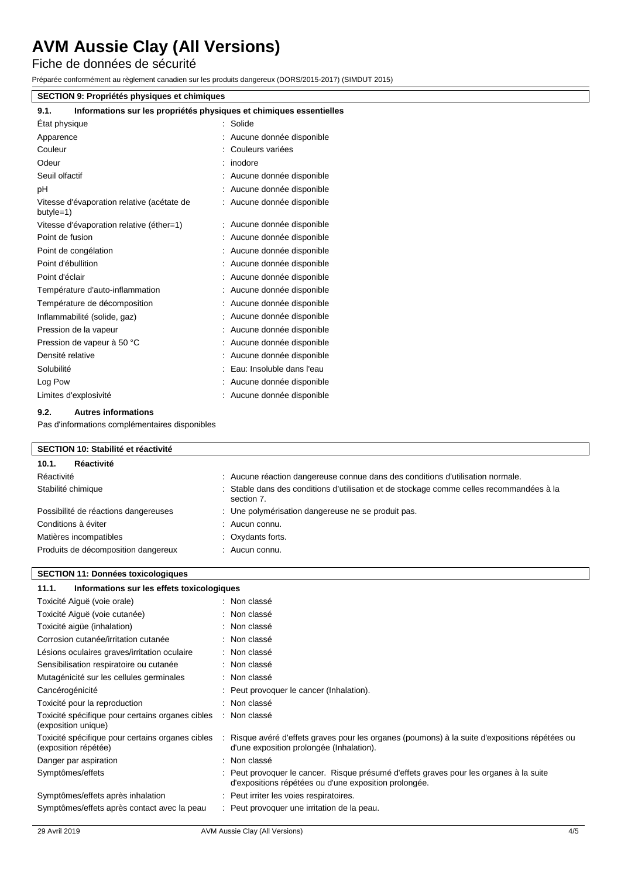# AVM Aussie Clay (All Versions)

Fiche de données de sécurité

Préparée conformément au règlement canadien sur les produits dangereux (DORS/2015-2017) (SIMDUT 2015)

## SECTION 9: Propriétés physiques et chimiques

### 9.1. Informations sur les propriétés physiques et chimiques essentielles

| | |
|---|---|
| État physique | : Solide |
| Apparence | : Aucune donnée disponible |
| Couleur | : Couleurs variées |
| Odeur | : inodore |
| Seuil olfactif | : Aucune donnée disponible |
| pH | : Aucune donnée disponible |
| Vitesse d'évaporation relative (acétate de butyle=1) | : Aucune donnée disponible |
| Vitesse d'évaporation relative (éther=1) | : Aucune donnée disponible |
| Point de fusion | : Aucune donnée disponible |
| Point de congélation | : Aucune donnée disponible |
| Point d'ébullition | : Aucune donnée disponible |
| Point d'éclair | : Aucune donnée disponible |
| Température d'auto-inflammation | : Aucune donnée disponible |
| Température de décomposition | : Aucune donnée disponible |
| Inflammabilité (solide, gaz) | : Aucune donnée disponible |
| Pression de la vapeur | : Aucune donnée disponible |
| Pression de vapeur à 50 °C | : Aucune donnée disponible |
| Densité relative | : Aucune donnée disponible |
| Solubilité | : Eau: Insoluble dans l'eau |
| Log Pow | : Aucune donnée disponible |
| Limites d'explosivité | : Aucune donnée disponible |

### 9.2. Autres informations

Pas d'informations complémentaires disponibles

## SECTION 10: Stabilité et réactivité

### 10.1. Réactivité

| | |
|---|---|
| Réactivité | : Aucune réaction dangereuse connue dans des conditions d'utilisation normale. |
| Stabilité chimique | : Stable dans des conditions d'utilisation et de stockage comme celles recommandées à la section 7. |
| Possibilité de réactions dangereuses | : Une polymérisation dangereuse ne se produit pas. |
| Conditions à éviter | : Aucun connu. |
| Matières incompatibles | : Oxydants forts. |
| Produits de décomposition dangereux | : Aucun connu. |

## SECTION 11: Données toxicologiques

### 11.1. Informations sur les effets toxicologiques

| | |
|---|---|
| Toxicité Aiguë (voie orale) | : Non classé |
| Toxicité Aiguë (voie cutanée) | : Non classé |
| Toxicité aigüe (inhalation) | : Non classé |
| Corrosion cutanée/irritation cutanée | : Non classé |
| Lésions oculaires graves/irritation oculaire | : Non classé |
| Sensibilisation respiratoire ou cutanée | : Non classé |
| Mutagénicité sur les cellules germinales | : Non classé |
| Cancérogénicité | : Peut provoquer le cancer (Inhalation). |
| Toxicité pour la reproduction | : Non classé |
| Toxicité spécifique pour certains organes cibles (exposition unique) | : Non classé |
| Toxicité spécifique pour certains organes cibles (exposition répétée) | : Risque avéré d'effets graves pour les organes (poumons) à la suite d'expositions répétées ou d'une exposition prolongée (Inhalation). |
| Danger par aspiration | : Non classé |
| Symptômes/effets | : Peut provoquer le cancer. Risque présumé d'effets graves pour les organes à la suite d'expositions répétées ou d'une exposition prolongée. |
| Symptômes/effets après inhalation | : Peut irriter les voies respiratoires. |
| Symptômes/effets après contact avec la peau | : Peut provoquer une irritation de la peau. |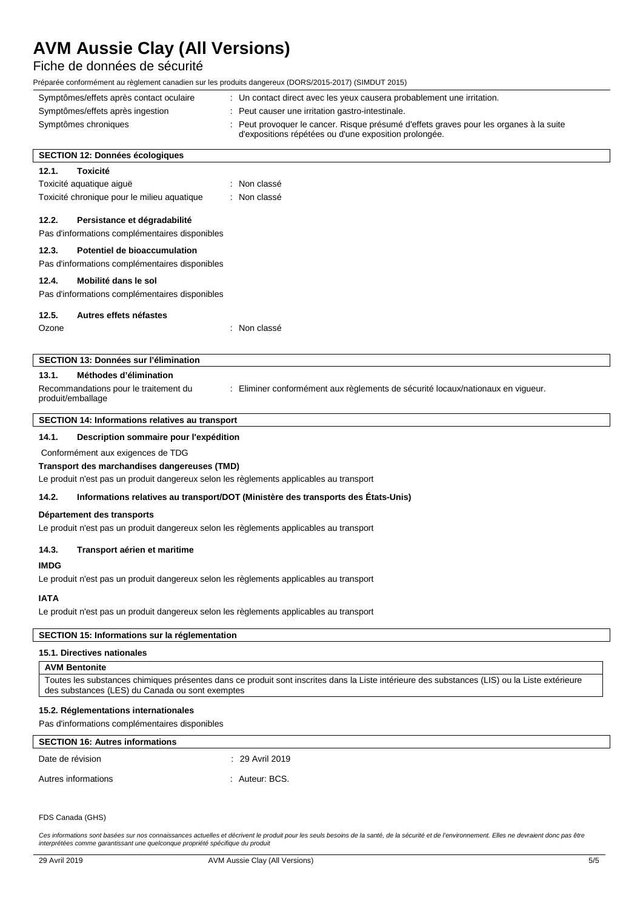| | |
|---|---|
| Symptômes/effets après contact oculaire | : Un contact direct avec les yeux causera probablement une irritation. |
| Symptômes/effets après ingestion | : Peut causer une irritation gastro-intestinale. |
| Symptômes chroniques | : Peut provoquer le cancer. Risque présumé d'effets graves pour les organes à la suite d'expositions répétées ou d'une exposition prolongée. |

## SECTION 12: Données écologiques

### 12.1. Toxicité

| | |
|---|---|
| Toxicité aquatique aiguë | : Non classé |
| Toxicité chronique pour le milieu aquatique | : Non classé |

### 12.2. Persistance et dégradabilité

Pas d'informations complémentaires disponibles

### 12.3. Potentiel de bioaccumulation

Pas d'informations complémentaires disponibles

### 12.4. Mobilité dans le sol

Pas d'informations complémentaires disponibles

### 12.5. Autres effets néfastes

| | |
|---|---|
| Ozone | : Non classé |

## SECTION 13: Données sur l'élimination

### 13.1. Méthodes d'élimination

| | |
|---|---|
| Recommandations pour le traitement du produit/emballage | : Eliminer conformément aux règlements de sécurité locaux/nationaux en vigueur. |

## SECTION 14: Informations relatives au transport

### 14.1. Description sommaire pour l'expédition

Conformément aux exigences de TDG

**Transport des marchandises dangereuses (TMD)**

Le produit n'est pas un produit dangereux selon les règlements applicables au transport

### 14.2. Informations relatives au transport/DOT (Ministère des transports des États-Unis)

**Département des transports**

Le produit n'est pas un produit dangereux selon les règlements applicables au transport

### 14.3. Transport aérien et maritime

**IMDG**

Le produit n'est pas un produit dangereux selon les règlements applicables au transport

**IATA**

Le produit n'est pas un produit dangereux selon les règlements applicables au transport

## SECTION 15: Informations sur la réglementation

### 15.1. Directives nationales

**AVM Bentonite**

Toutes les substances chimiques présentes dans ce produit sont inscrites dans la Liste intérieure des substances (LIS) ou la Liste extérieure des substances (LES) du Canada ou sont exemptes

### 15.2. Réglementations internationales

Pas d'informations complémentaires disponibles

## SECTION 16: Autres informations

| | |
|---|---|
| Date de révision | : 29 Avril 2019 |
| Autres informations | : Auteur: BCS. |

FDS Canada (GHS)

*Ces informations sont basées sur nos connaissances actuelles et décrivent le produit pour les seuls besoins de la santé, de la sécurité et de l'environnement. Elles ne devraient donc pas être interprétées comme garantissant une quelconque propriété spécifique du produit*